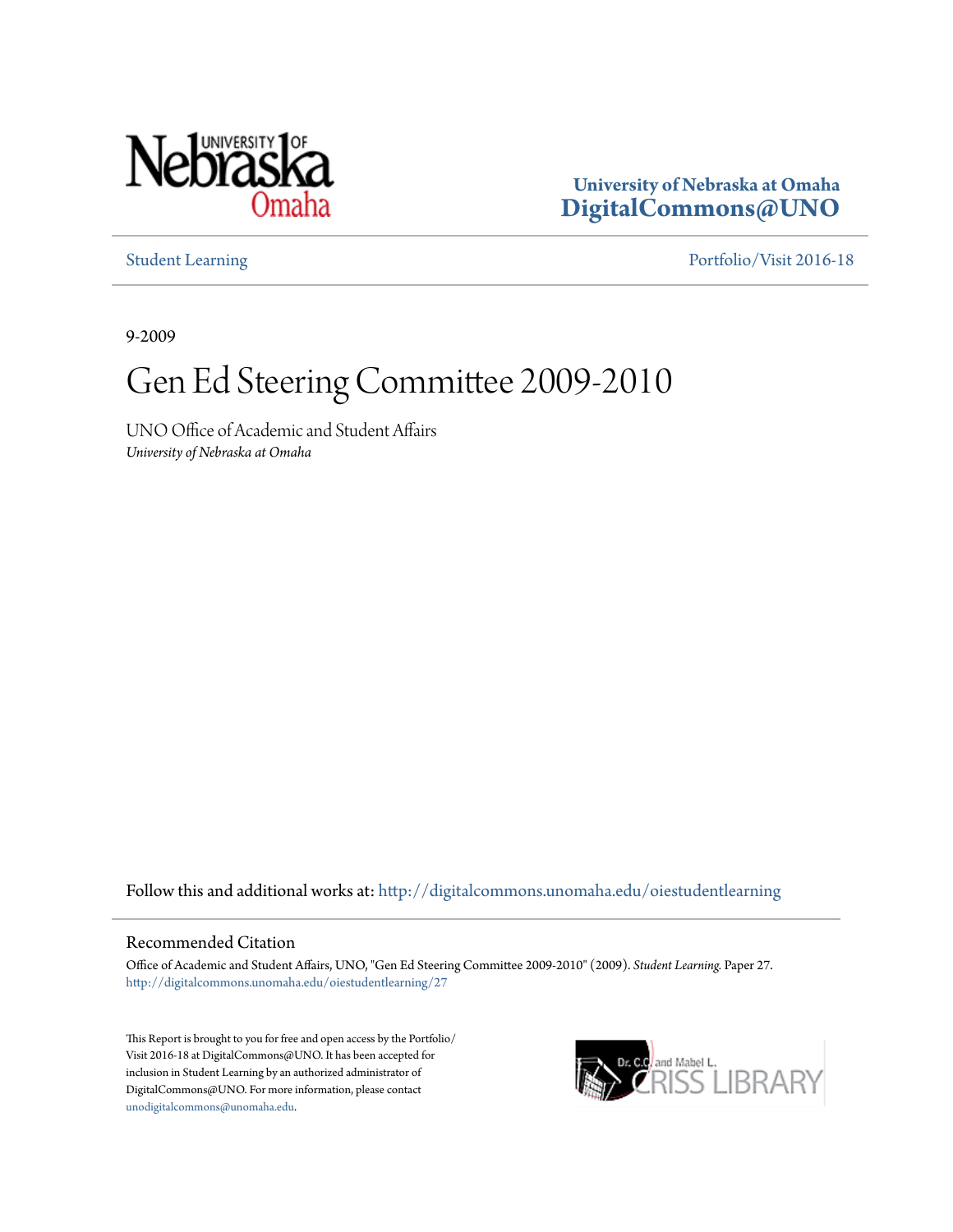University of Nebraska at Omaha
**DigitalCommons@UNO**

Student Learning | Portfolio/Visit 2016-18

9-2009

# Gen Ed Steering Committee 2009-2010

UNO Office of Academic and Student Affairs
*University of Nebraska at Omaha*

Follow this and additional works at: http://digitalcommons.unomaha.edu/oiestudentlearning

## Recommended Citation

Office of Academic and Student Affairs, UNO, "Gen Ed Steering Committee 2009-2010" (2009). *Student Learning.* Paper 27.
http://digitalcommons.unomaha.edu/oiestudentlearning/27

This Report is brought to you for free and open access by the Portfolio/Visit 2016-18 at DigitalCommons@UNO. It has been accepted for inclusion in Student Learning by an authorized administrator of DigitalCommons@UNO. For more information, please contact unodigitalcommons@unomaha.edu.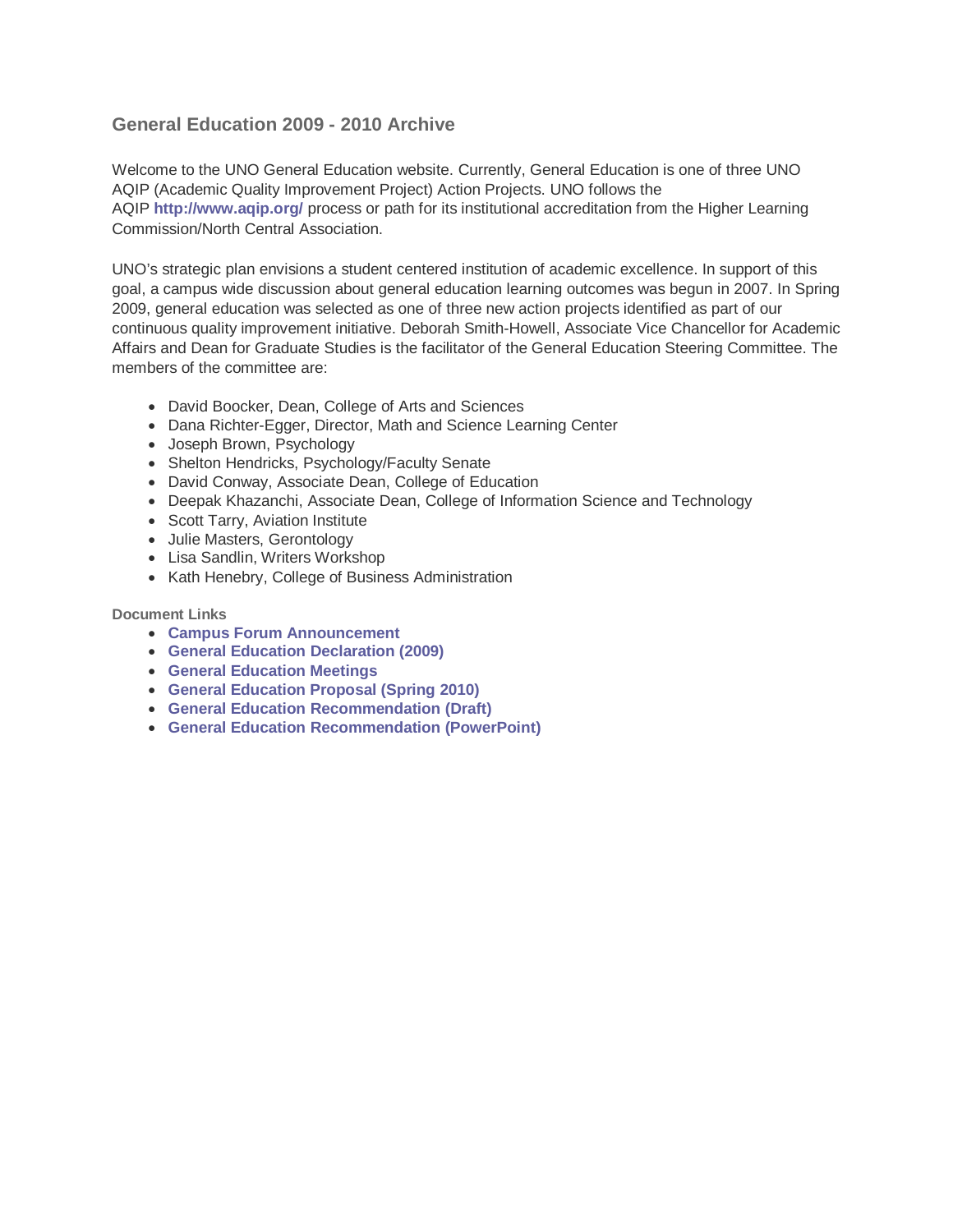## General Education 2009 - 2010 Archive

Welcome to the UNO General Education website. Currently, General Education is one of three UNO AQIP (Academic Quality Improvement Project) Action Projects. UNO follows the AQIP **http://www.aqip.org/** process or path for its institutional accreditation from the Higher Learning Commission/North Central Association.

UNO's strategic plan envisions a student centered institution of academic excellence. In support of this goal, a campus wide discussion about general education learning outcomes was begun in 2007. In Spring 2009, general education was selected as one of three new action projects identified as part of our continuous quality improvement initiative. Deborah Smith-Howell, Associate Vice Chancellor for Academic Affairs and Dean for Graduate Studies is the facilitator of the General Education Steering Committee. The members of the committee are:

- David Boocker, Dean, College of Arts and Sciences
- Dana Richter-Egger, Director, Math and Science Learning Center
- Joseph Brown, Psychology
- Shelton Hendricks, Psychology/Faculty Senate
- David Conway, Associate Dean, College of Education
- Deepak Khazanchi, Associate Dean, College of Information Science and Technology
- Scott Tarry, Aviation Institute
- Julie Masters, Gerontology
- Lisa Sandlin, Writers Workshop
- Kath Henebry, College of Business Administration

**Document Links**

- **Campus Forum Announcement**
- **General Education Declaration (2009)**
- **General Education Meetings**
- **General Education Proposal (Spring 2010)**
- **General Education Recommendation (Draft)**
- **General Education Recommendation (PowerPoint)**